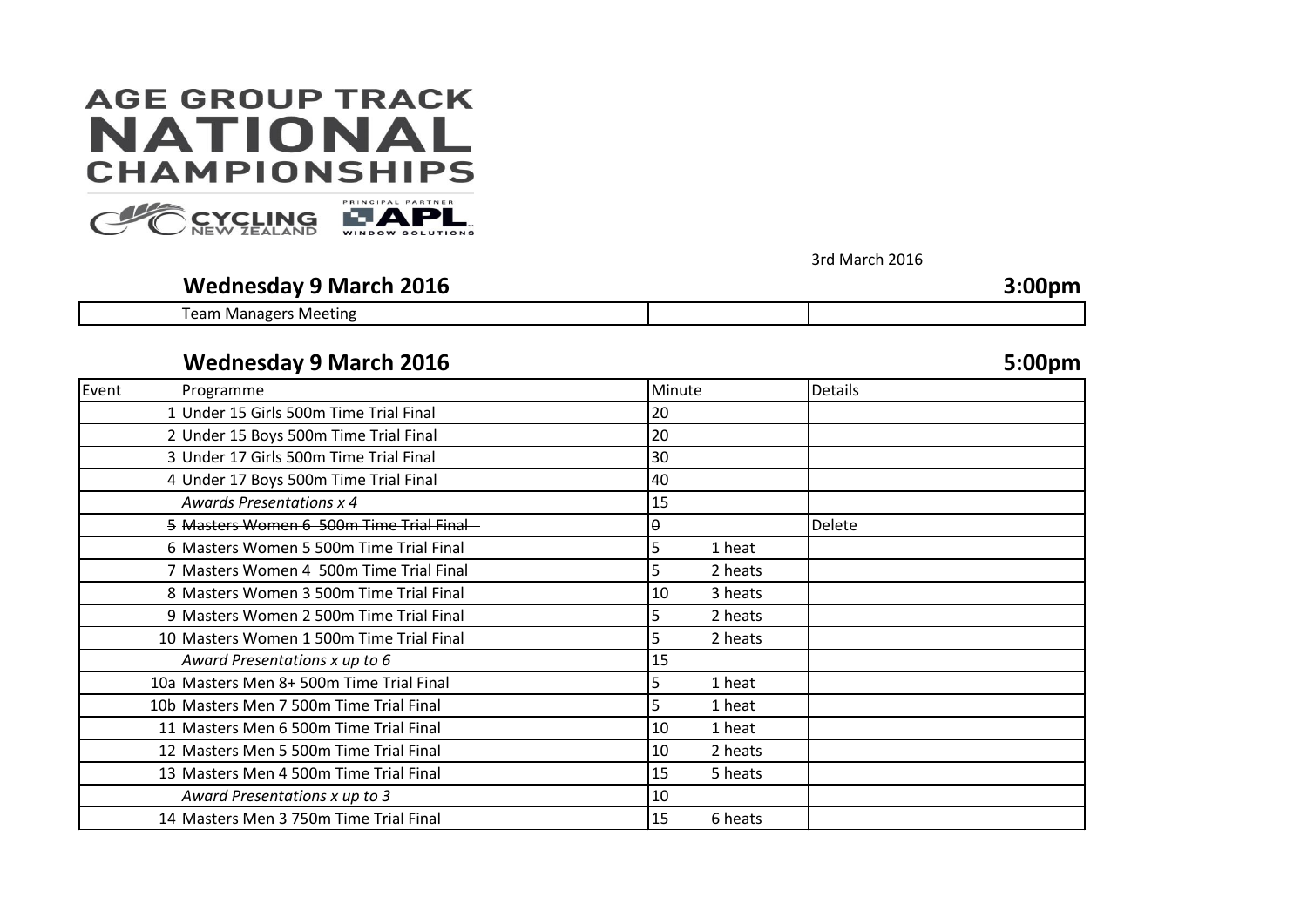# AGE GROUP TRACK NATIONAL CHAMPIONSHIPS

CYCLING NEW ZEALAND — PRINCIPAL PARTNER APL WINDOW SOLUTIONS

3rd March 2016

## Wednesday 9 March 2016 — 3:00pm

| | Team Managers Meeting | | |
|---|---|---|---|

## Wednesday 9 March 2016 — 5:00pm

| Event | Programme | Minute | | Details |
|---|---|---|---|---|
| 1 | Under 15 Girls 500m Time Trial Final | 20 | | |
| 2 | Under 15 Boys 500m Time Trial Final | 20 | | |
| 3 | Under 17 Girls 500m Time Trial Final | 30 | | |
| 4 | Under 17 Boys 500m Time Trial Final | 40 | | |
| | *Awards Presentations x 4* | 15 | | |
| ~~5~~ | ~~Masters Women 6 500m Time Trial Final~~ | ~~0~~ | | Delete |
| 6 | Masters Women 5 500m Time Trial Final | 5 | 1 heat | |
| 7 | Masters Women 4 500m Time Trial Final | 5 | 2 heats | |
| 8 | Masters Women 3 500m Time Trial Final | 10 | 3 heats | |
| 9 | Masters Women 2 500m Time Trial Final | 5 | 2 heats | |
| 10 | Masters Women 1 500m Time Trial Final | 5 | 2 heats | |
| | *Award Presentations x up to 6* | 15 | | |
| 10a | Masters Men 8+ 500m Time Trial Final | 5 | 1 heat | |
| 10b | Masters Men 7 500m Time Trial Final | 5 | 1 heat | |
| 11 | Masters Men 6 500m Time Trial Final | 10 | 1 heat | |
| 12 | Masters Men 5 500m Time Trial Final | 10 | 2 heats | |
| 13 | Masters Men 4 500m Time Trial Final | 15 | 5 heats | |
| | *Award Presentations x up to 3* | 10 | | |
| 14 | Masters Men 3 750m Time Trial Final | 15 | 6 heats | |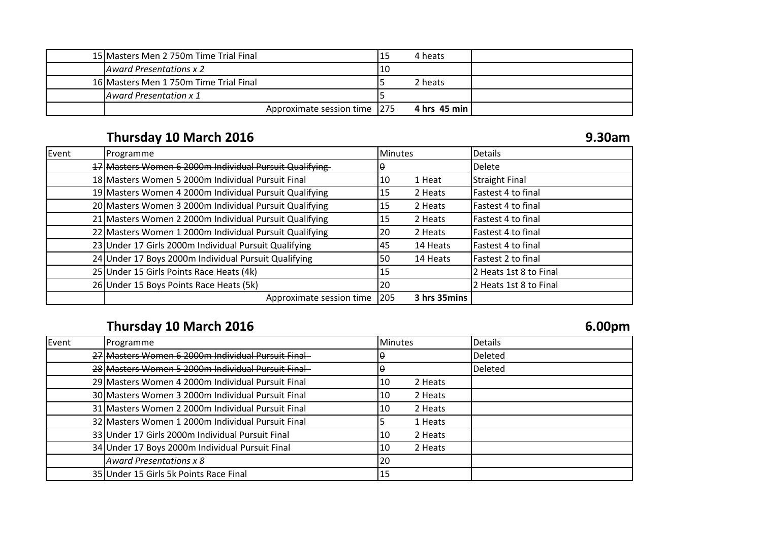| Event | Programme | Minutes | | Details |
|---|---|---|---|---|
| 15 | Masters Men 2 750m Time Trial Final | 15 | 4 heats | |
| | *Award Presentations x 2* | 10 | | |
| 16 | Masters Men 1 750m Time Trial Final | 5 | 2 heats | |
| | *Award Presentation x 1* | 5 | | |
| | Approximate session time | 275 | **4 hrs 45 min** | |

## Thursday 10 March 2016 — 9.30am

| Event | Programme | Minutes | | Details |
|---|---|---|---|---|
| ~~17~~ | ~~Masters Women 6 2000m Individual Pursuit Qualifying~~ | ~~0~~ | | Delete |
| 18 | Masters Women 5 2000m Individual Pursuit Final | 10 | 1 Heat | Straight Final |
| 19 | Masters Women 4 2000m Individual Pursuit Qualifying | 15 | 2 Heats | Fastest 4 to final |
| 20 | Masters Women 3 2000m Individual Pursuit Qualifying | 15 | 2 Heats | Fastest 4 to final |
| 21 | Masters Women 2 2000m Individual Pursuit Qualifying | 15 | 2 Heats | Fastest 4 to final |
| 22 | Masters Women 1 2000m Individual Pursuit Qualifying | 20 | 2 Heats | Fastest 4 to final |
| 23 | Under 17 Girls 2000m Individual Pursuit Qualifying | 45 | 14 Heats | Fastest 4 to final |
| 24 | Under 17 Boys 2000m Individual Pursuit Qualifying | 50 | 14 Heats | Fastest 2 to final |
| 25 | Under 15 Girls Points Race Heats (4k) | 15 | | 2 Heats 1st 8 to Final |
| 26 | Under 15 Boys Points Race Heats (5k) | 20 | | 2 Heats 1st 8 to Final |
| | Approximate session time | 205 | **3 hrs 35mins** | |

## Thursday 10 March 2016 — 6.00pm

| Event | Programme | Minutes | | Details |
|---|---|---|---|---|
| ~~27~~ | ~~Masters Women 6 2000m Individual Pursuit Final~~ | ~~0~~ | | Deleted |
| ~~28~~ | ~~Masters Women 5 2000m Individual Pursuit Final~~ | ~~0~~ | | Deleted |
| 29 | Masters Women 4 2000m Individual Pursuit Final | 10 | 2 Heats | |
| 30 | Masters Women 3 2000m Individual Pursuit Final | 10 | 2 Heats | |
| 31 | Masters Women 2 2000m Individual Pursuit Final | 10 | 2 Heats | |
| 32 | Masters Women 1 2000m Individual Pursuit Final | 5 | 1 Heats | |
| 33 | Under 17 Girls 2000m Individual Pursuit Final | 10 | 2 Heats | |
| 34 | Under 17 Boys 2000m Individual Pursuit Final | 10 | 2 Heats | |
| | *Award Presentations x 8* | 20 | | |
| 35 | Under 15 Girls 5k Points Race Final | 15 | | |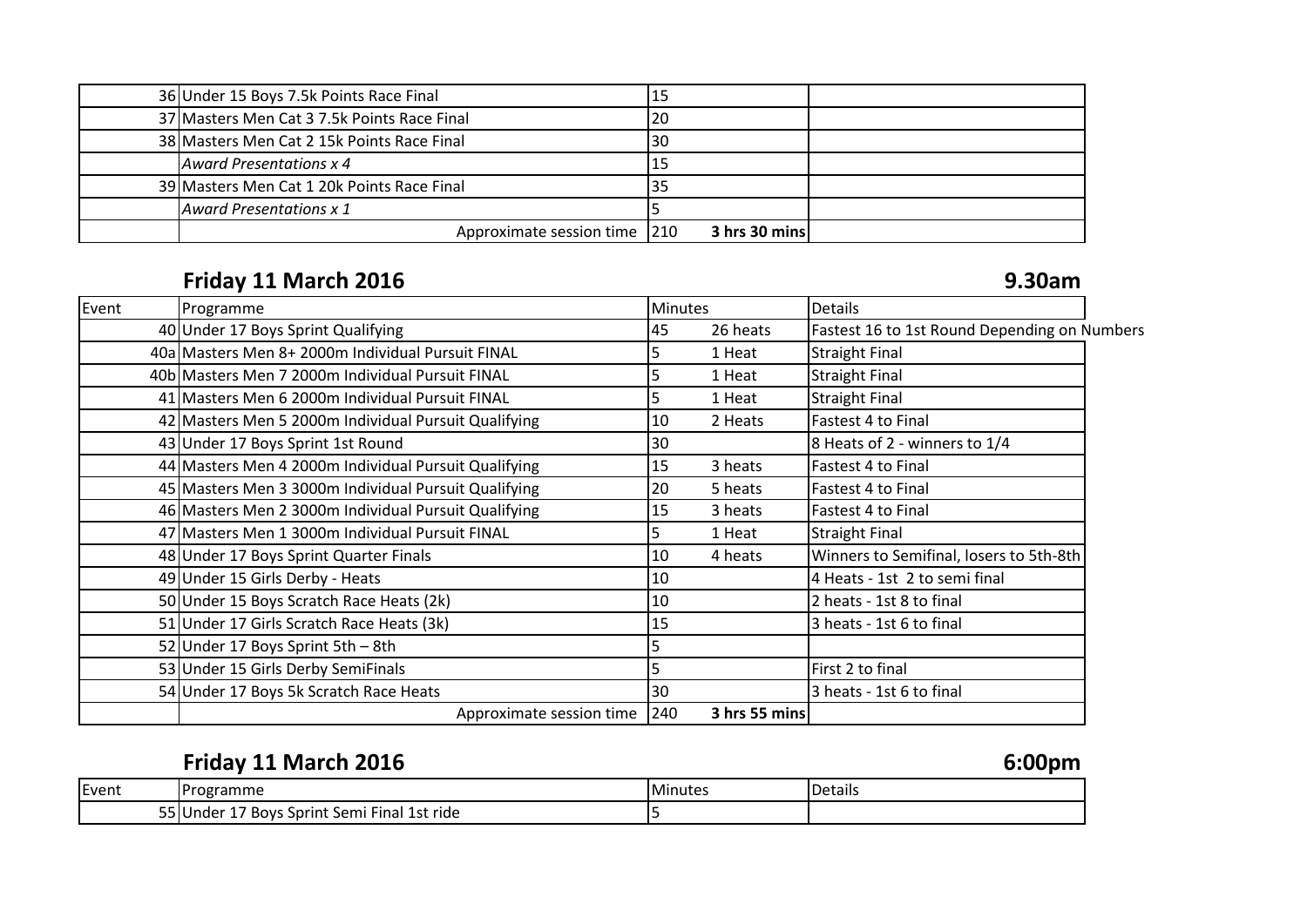| Event | Programme | Minutes | | Details |
|---|---|---|---|---|
| 36 | Under 15 Boys 7.5k Points Race Final | 15 | | |
| 37 | Masters Men Cat 3 7.5k Points Race Final | 20 | | |
| 38 | Masters Men Cat 2 15k Points Race Final | 30 | | |
| | *Award Presentations x 4* | 15 | | |
| 39 | Masters Men Cat 1 20k Points Race Final | 35 | | |
| | *Award Presentations x 1* | 5 | | |
| | Approximate session time | 210 | **3 hrs 30 mins** | |

## Friday 11 March 2016 — 9.30am

| Event | Programme | Minutes | | Details |
|---|---|---|---|---|
| 40 | Under 17 Boys Sprint Qualifying | 45 | 26 heats | Fastest 16 to 1st Round Depending on Numbers |
| 40a | Masters Men 8+ 2000m Individual Pursuit FINAL | 5 | 1 Heat | Straight Final |
| 40b | Masters Men 7 2000m Individual Pursuit FINAL | 5 | 1 Heat | Straight Final |
| 41 | Masters Men 6 2000m Individual Pursuit FINAL | 5 | 1 Heat | Straight Final |
| 42 | Masters Men 5 2000m Individual Pursuit Qualifying | 10 | 2 Heats | Fastest 4 to Final |
| 43 | Under 17 Boys Sprint 1st Round | 30 | | 8 Heats of 2 - winners to 1/4 |
| 44 | Masters Men 4 2000m Individual Pursuit Qualifying | 15 | 3 heats | Fastest 4 to Final |
| 45 | Masters Men 3 3000m Individual Pursuit Qualifying | 20 | 5 heats | Fastest 4 to Final |
| 46 | Masters Men 2 3000m Individual Pursuit Qualifying | 15 | 3 heats | Fastest 4 to Final |
| 47 | Masters Men 1 3000m Individual Pursuit FINAL | 5 | 1 Heat | Straight Final |
| 48 | Under 17 Boys Sprint Quarter Finals | 10 | 4 heats | Winners to Semifinal, losers to 5th-8th |
| 49 | Under 15 Girls Derby - Heats | 10 | | 4 Heats - 1st 2 to semi final |
| 50 | Under 15 Boys Scratch Race Heats (2k) | 10 | | 2 heats - 1st 8 to final |
| 51 | Under 17 Girls Scratch Race Heats (3k) | 15 | | 3 heats - 1st 6 to final |
| 52 | Under 17 Boys Sprint 5th – 8th | 5 | | |
| 53 | Under 15 Girls Derby SemiFinals | 5 | | First 2 to final |
| 54 | Under 17 Boys 5k Scratch Race Heats | 30 | | 3 heats - 1st 6 to final |
| | Approximate session time | 240 | **3 hrs 55 mins** | |

## Friday 11 March 2016 — 6:00pm

| Event | Programme | Minutes | | Details |
|---|---|---|---|---|
| 55 | Under 17 Boys Sprint Semi Final 1st ride | 5 | | |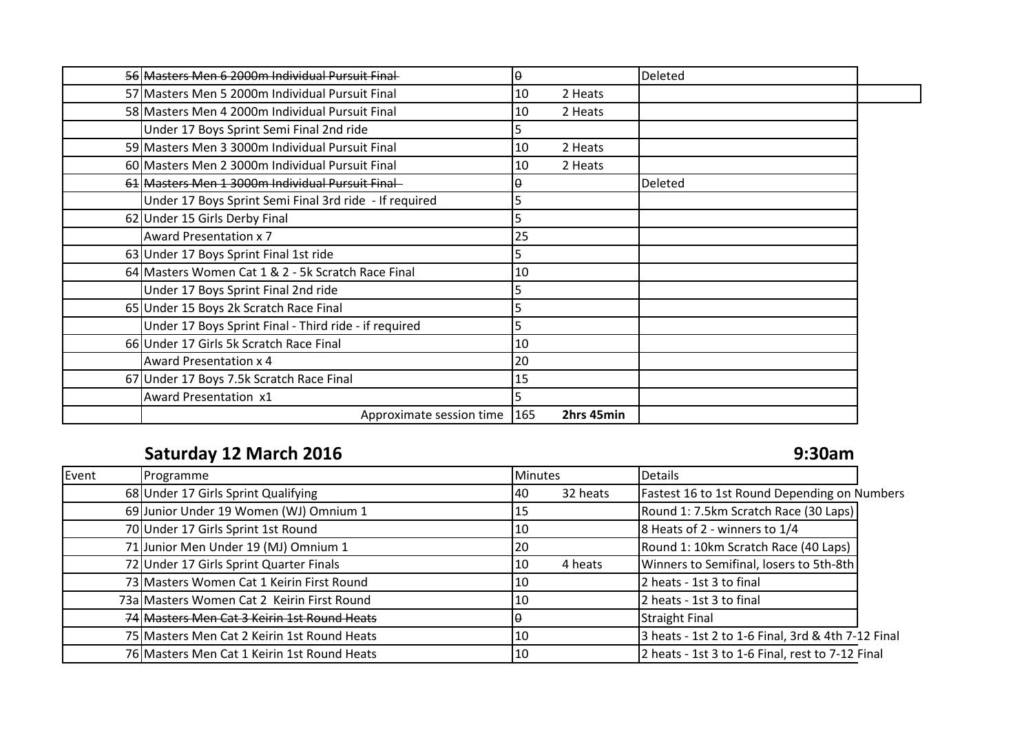| | | | | |
|---|---|---|---|---|
| 56 | ~~Masters Men 6 2000m Individual Pursuit Final~~ | ~~0~~ | | Deleted |
| 57 | Masters Men 5 2000m Individual Pursuit Final | 10 | 2 Heats | |
| 58 | Masters Men 4 2000m Individual Pursuit Final | 10 | 2 Heats | |
| | Under 17 Boys Sprint Semi Final 2nd ride | 5 | | |
| 59 | Masters Men 3 3000m Individual Pursuit Final | 10 | 2 Heats | |
| 60 | Masters Men 2 3000m Individual Pursuit Final | 10 | 2 Heats | |
| 61 | ~~Masters Men 1 3000m Individual Pursuit Final~~ | ~~0~~ | | Deleted |
| | Under 17 Boys Sprint Semi Final 3rd ride - If required | 5 | | |
| 62 | Under 15 Girls Derby Final | 5 | | |
| | Award Presentation x 7 | 25 | | |
| 63 | Under 17 Boys Sprint Final 1st ride | 5 | | |
| 64 | Masters Women Cat 1 & 2 - 5k Scratch Race Final | 10 | | |
| | Under 17 Boys Sprint Final 2nd ride | 5 | | |
| 65 | Under 15 Boys 2k Scratch Race Final | 5 | | |
| | Under 17 Boys Sprint Final - Third ride - if required | 5 | | |
| 66 | Under 17 Girls 5k Scratch Race Final | 10 | | |
| | Award Presentation x 4 | 20 | | |
| 67 | Under 17 Boys 7.5k Scratch Race Final | 15 | | |
| | Award Presentation x1 | 5 | | |
| | Approximate session time | 165 | **2hrs 45min** | |

## Saturday 12 March 2016

**9:30am**

| Event | Programme | Minutes | | Details |
|---|---|---|---|---|
| 68 | Under 17 Girls Sprint Qualifying | 40 | 32 heats | Fastest 16 to 1st Round Depending on Numbers |
| 69 | Junior Under 19 Women (WJ) Omnium 1 | 15 | | Round 1: 7.5km Scratch Race (30 Laps) |
| 70 | Under 17 Girls Sprint 1st Round | 10 | | 8 Heats of 2 - winners to 1/4 |
| 71 | Junior Men Under 19 (MJ) Omnium 1 | 20 | | Round 1: 10km Scratch Race (40 Laps) |
| 72 | Under 17 Girls Sprint Quarter Finals | 10 | 4 heats | Winners to Semifinal, losers to 5th-8th |
| 73 | Masters Women Cat 1 Keirin First Round | 10 | | 2 heats - 1st 3 to final |
| 73a | Masters Women Cat 2 Keirin First Round | 10 | | 2 heats - 1st 3 to final |
| 74 | ~~Masters Men Cat 3 Keirin 1st Round Heats~~ | ~~0~~ | | Straight Final |
| 75 | Masters Men Cat 2 Keirin 1st Round Heats | 10 | | 3 heats - 1st 2 to 1-6 Final, 3rd & 4th 7-12 Final |
| 76 | Masters Men Cat 1 Keirin 1st Round Heats | 10 | | 2 heats - 1st 3 to 1-6 Final, rest to 7-12 Final |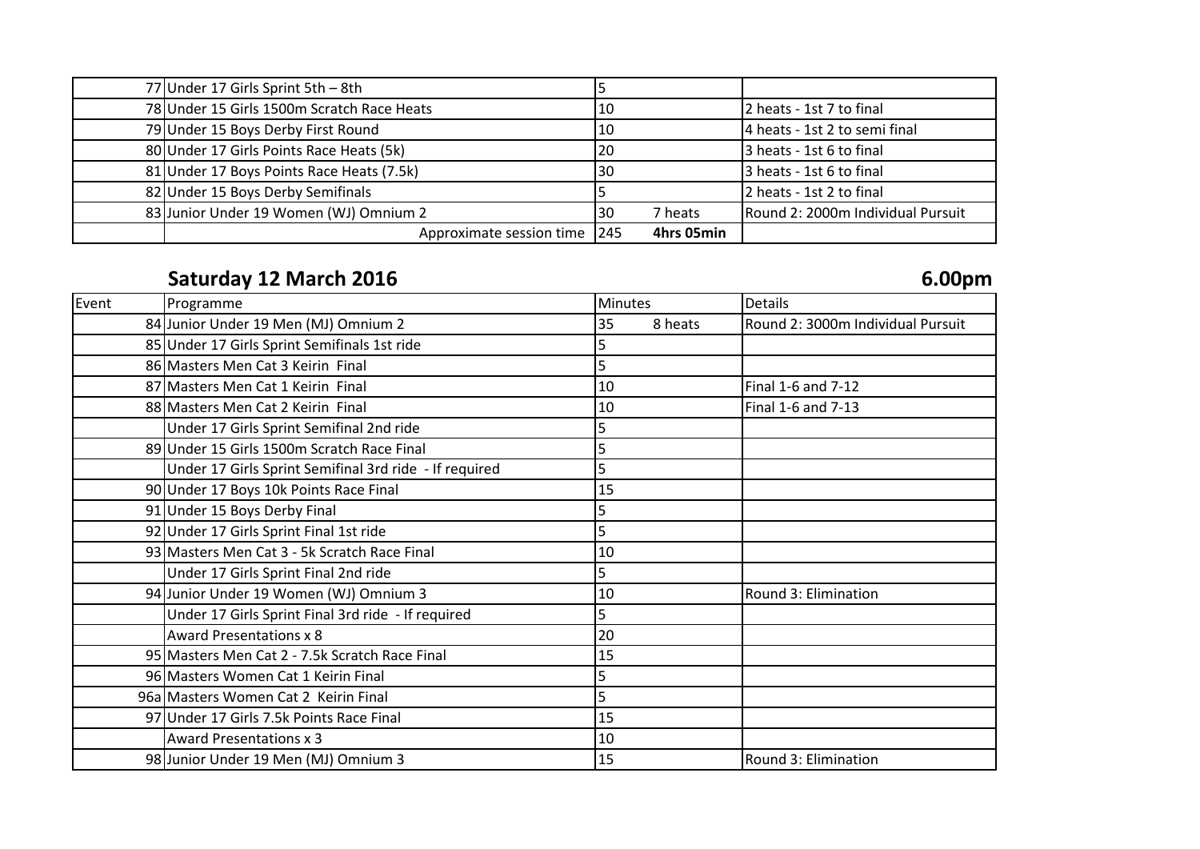| Event | Programme | Minutes | | Details |
|---|---|---|---|---|
| 77 | Under 17 Girls Sprint 5th – 8th | 5 | | |
| 78 | Under 15 Girls 1500m Scratch Race Heats | 10 | | 2 heats - 1st 7 to final |
| 79 | Under 15 Boys Derby First Round | 10 | | 4 heats - 1st 2 to semi final |
| 80 | Under 17 Girls Points Race Heats (5k) | 20 | | 3 heats - 1st 6 to final |
| 81 | Under 17 Boys Points Race Heats (7.5k) | 30 | | 3 heats - 1st 6 to final |
| 82 | Under 15 Boys Derby Semifinals | 5 | | 2 heats - 1st 2 to final |
| 83 | Junior Under 19 Women (WJ) Omnium 2 | 30 | 7 heats | Round 2: 2000m Individual Pursuit |
| | Approximate session time | 245 | **4hrs 05min** | |

## Saturday 12 March 2016 — 6.00pm

| Event | Programme | Minutes | | Details |
|---|---|---|---|---|
| 84 | Junior Under 19 Men (MJ) Omnium 2 | 35 | 8 heats | Round 2: 3000m Individual Pursuit |
| 85 | Under 17 Girls Sprint Semifinals 1st ride | 5 | | |
| 86 | Masters Men Cat 3 Keirin Final | 5 | | |
| 87 | Masters Men Cat 1 Keirin Final | 10 | | Final 1-6 and 7-12 |
| 88 | Masters Men Cat 2 Keirin Final | 10 | | Final 1-6 and 7-13 |
| | Under 17 Girls Sprint Semifinal 2nd ride | 5 | | |
| 89 | Under 15 Girls 1500m Scratch Race Final | 5 | | |
| | Under 17 Girls Sprint Semifinal 3rd ride - If required | 5 | | |
| 90 | Under 17 Boys 10k Points Race Final | 15 | | |
| 91 | Under 15 Boys Derby Final | 5 | | |
| 92 | Under 17 Girls Sprint Final 1st ride | 5 | | |
| 93 | Masters Men Cat 3 - 5k Scratch Race Final | 10 | | |
| | Under 17 Girls Sprint Final 2nd ride | 5 | | |
| 94 | Junior Under 19 Women (WJ) Omnium 3 | 10 | | Round 3: Elimination |
| | Under 17 Girls Sprint Final 3rd ride - If required | 5 | | |
| | Award Presentations x 8 | 20 | | |
| 95 | Masters Men Cat 2 - 7.5k Scratch Race Final | 15 | | |
| 96 | Masters Women Cat 1 Keirin Final | 5 | | |
| 96a | Masters Women Cat 2 Keirin Final | 5 | | |
| 97 | Under 17 Girls 7.5k Points Race Final | 15 | | |
| | Award Presentations x 3 | 10 | | |
| 98 | Junior Under 19 Men (MJ) Omnium 3 | 15 | | Round 3: Elimination |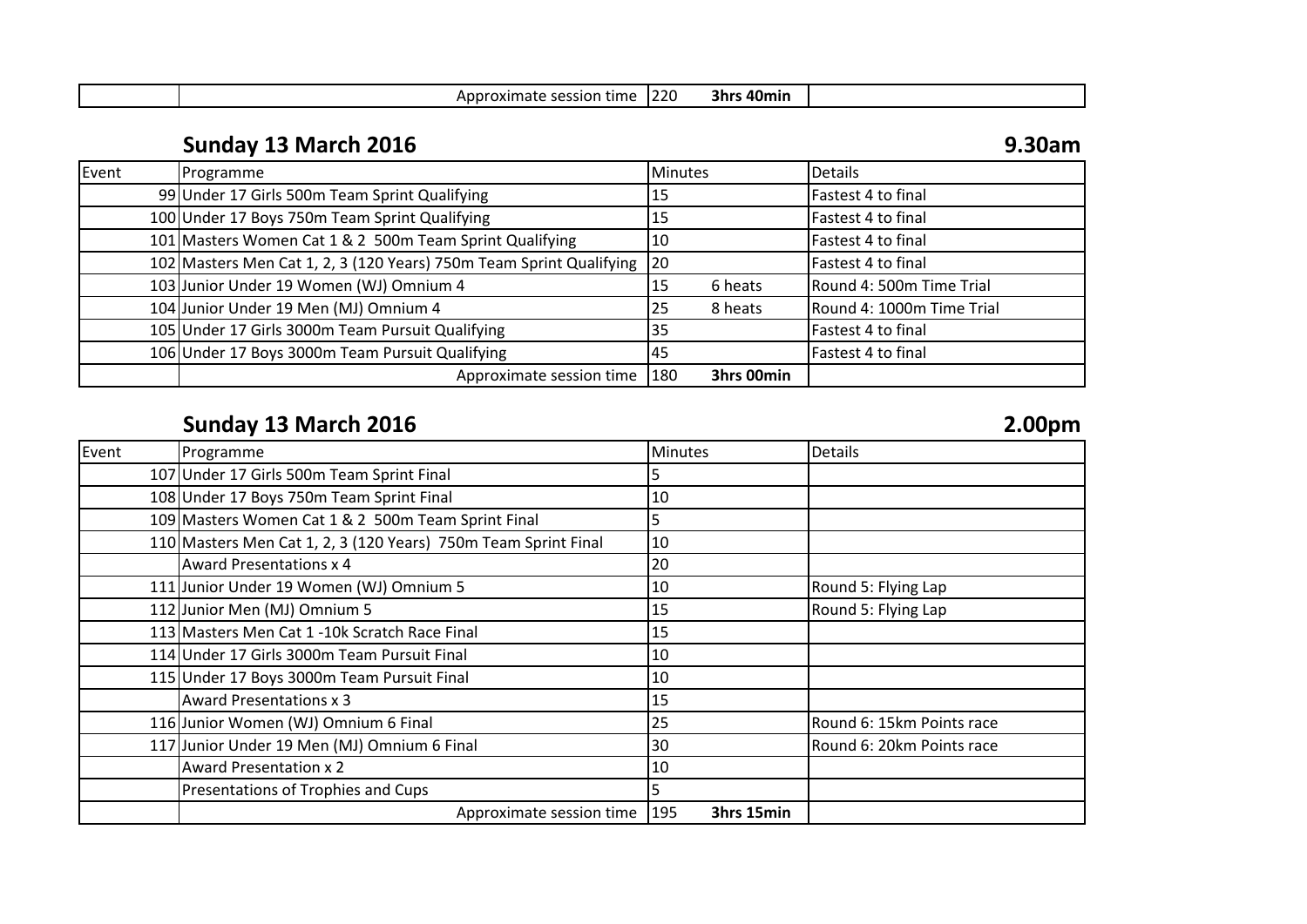| | Approximate session time | 220 | 3hrs 40min | |
|---|---|---|---|---|

## Sunday 13 March 2016 — 9.30am

| Event | Programme | Minutes | | Details |
|---|---|---|---|---|
| 99 | Under 17 Girls 500m Team Sprint Qualifying | 15 | | Fastest 4 to final |
| 100 | Under 17 Boys 750m Team Sprint Qualifying | 15 | | Fastest 4 to final |
| 101 | Masters Women Cat 1 & 2 500m Team Sprint Qualifying | 10 | | Fastest 4 to final |
| 102 | Masters Men Cat 1, 2, 3 (120 Years) 750m Team Sprint Qualifying | 20 | | Fastest 4 to final |
| 103 | Junior Under 19 Women (WJ) Omnium 4 | 15 | 6 heats | Round 4: 500m Time Trial |
| 104 | Junior Under 19 Men (MJ) Omnium 4 | 25 | 8 heats | Round 4: 1000m Time Trial |
| 105 | Under 17 Girls 3000m Team Pursuit Qualifying | 35 | | Fastest 4 to final |
| 106 | Under 17 Boys 3000m Team Pursuit Qualifying | 45 | | Fastest 4 to final |
| | Approximate session time | 180 | **3hrs 00min** | |

## Sunday 13 March 2016 — 2.00pm

| Event | Programme | Minutes | | Details |
|---|---|---|---|---|
| 107 | Under 17 Girls 500m Team Sprint Final | 5 | | |
| 108 | Under 17 Boys 750m Team Sprint Final | 10 | | |
| 109 | Masters Women Cat 1 & 2 500m Team Sprint Final | 5 | | |
| 110 | Masters Men Cat 1, 2, 3 (120 Years) 750m Team Sprint Final | 10 | | |
| | Award Presentations x 4 | 20 | | |
| 111 | Junior Under 19 Women (WJ) Omnium 5 | 10 | | Round 5: Flying Lap |
| 112 | Junior Men (MJ) Omnium 5 | 15 | | Round 5: Flying Lap |
| 113 | Masters Men Cat 1 -10k Scratch Race Final | 15 | | |
| 114 | Under 17 Girls 3000m Team Pursuit Final | 10 | | |
| 115 | Under 17 Boys 3000m Team Pursuit Final | 10 | | |
| | Award Presentations x 3 | 15 | | |
| 116 | Junior Women (WJ) Omnium 6 Final | 25 | | Round 6: 15km Points race |
| 117 | Junior Under 19 Men (MJ) Omnium 6 Final | 30 | | Round 6: 20km Points race |
| | Award Presentation x 2 | 10 | | |
| | Presentations of Trophies and Cups | 5 | | |
| | Approximate session time | 195 | **3hrs 15min** | |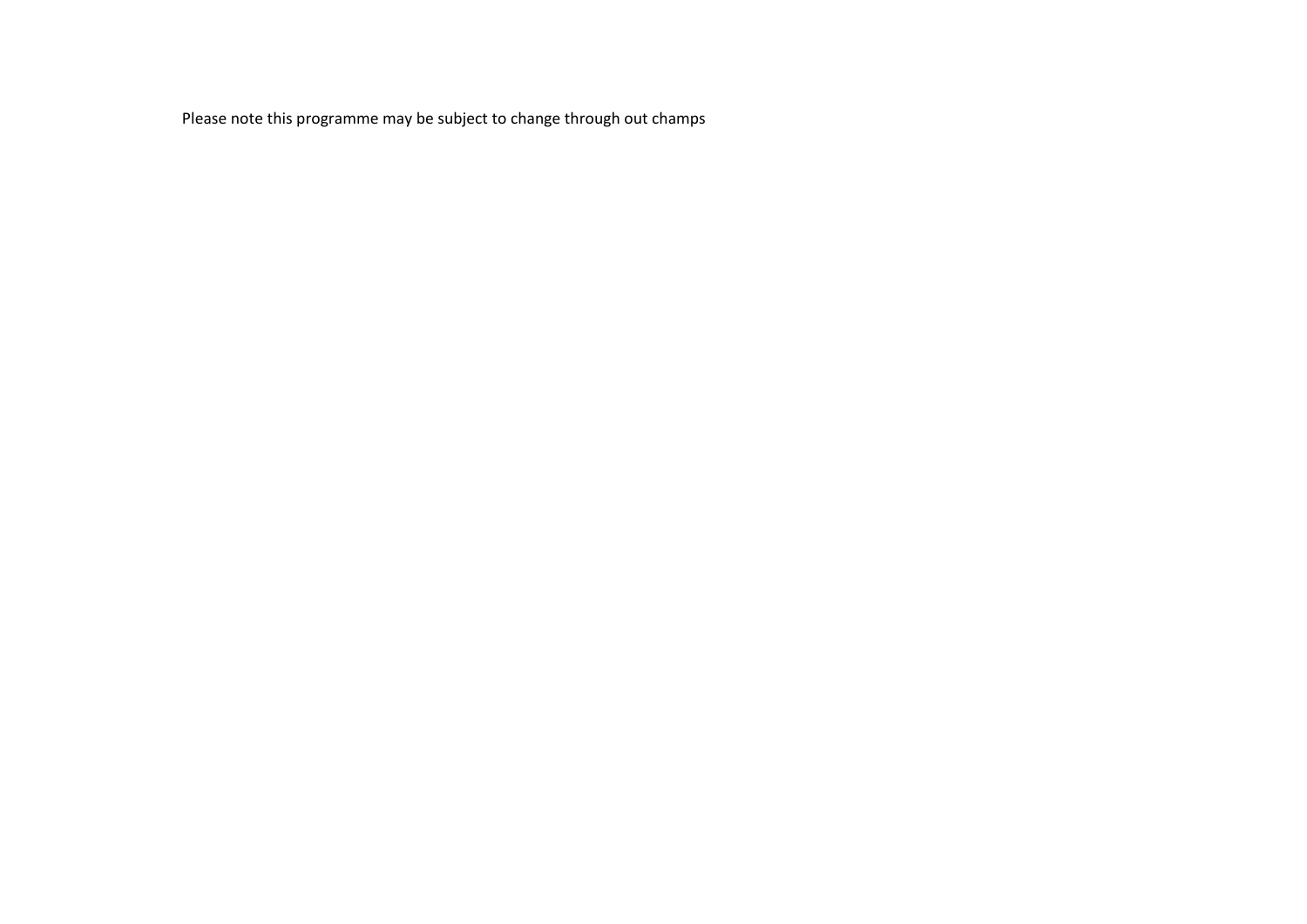Please note this programme may be subject to change through out champs